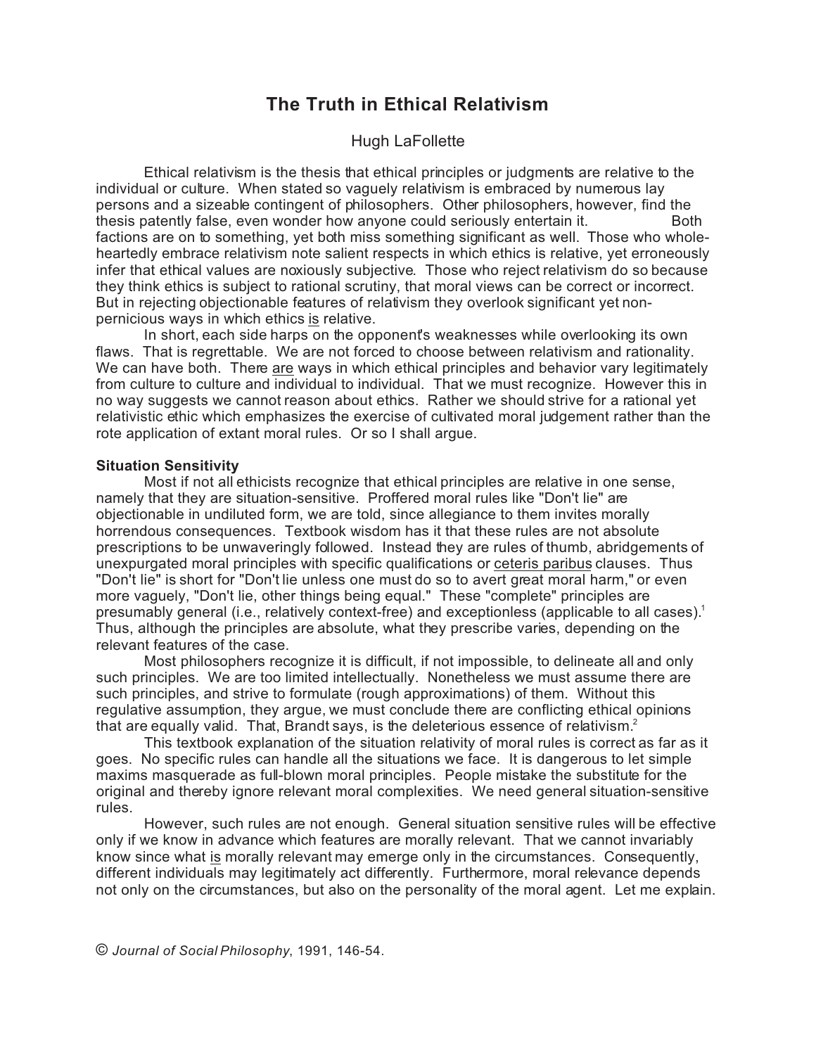# The Truth in Ethical Relativism

Hugh LaFollette

Ethical relativism is the thesis that ethical principles or judgments are relative to the individual or culture. When stated so vaguely relativism is embraced by numerous lay persons and a sizeable contingent of philosophers. Other philosophers, however, find the thesis patently false, even wonder how anyone could seriously entertain it. Both factions are on to something, yet both miss something significant as well. Those who whole-heartedly embrace relativism note salient respects in which ethics is relative, yet erroneously infer that ethical values are noxiously subjective. Those who reject relativism do so because they think ethics is subject to rational scrutiny, that moral views can be correct or incorrect. But in rejecting objectionable features of relativism they overlook significant yet non-pernicious ways in which ethics is relative.

In short, each side harps on the opponent's weaknesses while overlooking its own flaws. That is regrettable. We are not forced to choose between relativism and rationality. We can have both. There are ways in which ethical principles and behavior vary legitimately from culture to culture and individual to individual. That we must recognize. However this in no way suggests we cannot reason about ethics. Rather we should strive for a rational yet relativistic ethic which emphasizes the exercise of cultivated moral judgement rather than the rote application of extant moral rules. Or so I shall argue.

**Situation Sensitivity**

Most if not all ethicists recognize that ethical principles are relative in one sense, namely that they are situation-sensitive. Proffered moral rules like "Don't lie" are objectionable in undiluted form, we are told, since allegiance to them invites morally horrendous consequences. Textbook wisdom has it that these rules are not absolute prescriptions to be unwaveringly followed. Instead they are rules of thumb, abridgements of unexpurgated moral principles with specific qualifications or *ceteris paribus* clauses. Thus "Don't lie" is short for "Don't lie unless one must do so to avert great moral harm," or even more vaguely, "Don't lie, other things being equal." These "complete" principles are presumably general (i.e., relatively context-free) and exceptionless (applicable to all cases).[1] Thus, although the principles are absolute, what they prescribe varies, depending on the relevant features of the case.

Most philosophers recognize it is difficult, if not impossible, to delineate all and only such principles. We are too limited intellectually. Nonetheless we must assume there are such principles, and strive to formulate (rough approximations) of them. Without this regulative assumption, they argue, we must conclude there are conflicting ethical opinions that are equally valid. That, Brandt says, is the deleterious essence of relativism.[2]

This textbook explanation of the situation relativity of moral rules is correct as far as it goes. No specific rules can handle all the situations we face. It is dangerous to let simple maxims masquerade as full-blown moral principles. People mistake the substitute for the original and thereby ignore relevant moral complexities. We need general situation-sensitive rules.

However, such rules are not enough. General situation sensitive rules will be effective only if we know in advance which features are morally relevant. That we cannot invariably know since what is morally relevant may emerge only in the circumstances. Consequently, different individuals may legitimately act differently. Furthermore, moral relevance depends not only on the circumstances, but also on the personality of the moral agent. Let me explain.

© *Journal of Social Philosophy*, 1991, 146-54.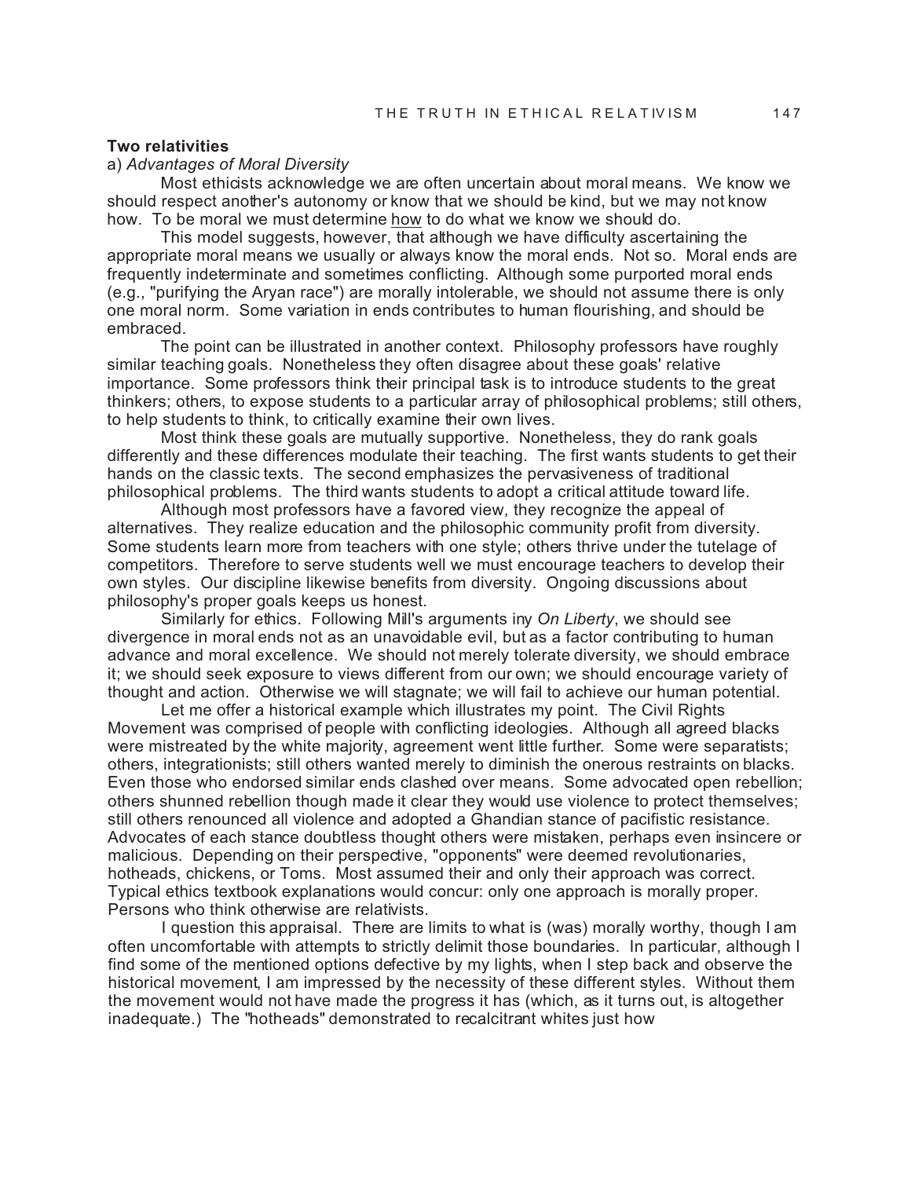**Two relativities**

a) *Advantages of Moral Diversity*

Most ethicists acknowledge we are often uncertain about moral means. We know we should respect another's autonomy or know that we should be kind, but we may not know how. To be moral we must determine <u>how</u> to do what we know we should do.

This model suggests, however, that although we have difficulty ascertaining the appropriate moral means we usually or always know the moral ends. Not so. Moral ends are frequently indeterminate and sometimes conflicting. Although some purported moral ends (e.g., "purifying the Aryan race") are morally intolerable, we should not assume there is only one moral norm. Some variation in ends contributes to human flourishing, and should be embraced.

The point can be illustrated in another context. Philosophy professors have roughly similar teaching goals. Nonetheless they often disagree about these goals' relative importance. Some professors think their principal task is to introduce students to the great thinkers; others, to expose students to a particular array of philosophical problems; still others, to help students to think, to critically examine their own lives.

Most think these goals are mutually supportive. Nonetheless, they do rank goals differently and these differences modulate their teaching. The first wants students to get their hands on the classic texts. The second emphasizes the pervasiveness of traditional philosophical problems. The third wants students to adopt a critical attitude toward life.

Although most professors have a favored view, they recognize the appeal of alternatives. They realize education and the philosophic community profit from diversity. Some students learn more from teachers with one style; others thrive under the tutelage of competitors. Therefore to serve students well we must encourage teachers to develop their own styles. Our discipline likewise benefits from diversity. Ongoing discussions about philosophy's proper goals keeps us honest.

Similarly for ethics. Following Mill's arguments iny *On Liberty*, we should see divergence in moral ends not as an unavoidable evil, but as a factor contributing to human advance and moral excellence. We should not merely tolerate diversity, we should embrace it; we should seek exposure to views different from our own; we should encourage variety of thought and action. Otherwise we will stagnate; we will fail to achieve our human potential.

Let me offer a historical example which illustrates my point. The Civil Rights Movement was comprised of people with conflicting ideologies. Although all agreed blacks were mistreated by the white majority, agreement went little further. Some were separatists; others, integrationists; still others wanted merely to diminish the onerous restraints on blacks. Even those who endorsed similar ends clashed over means. Some advocated open rebellion; others shunned rebellion though made it clear they would use violence to protect themselves; still others renounced all violence and adopted a Ghandian stance of pacifistic resistance. Advocates of each stance doubtless thought others were mistaken, perhaps even insincere or malicious. Depending on their perspective, "opponents" were deemed revolutionaries, hotheads, chickens, or Toms. Most assumed their and only their approach was correct. Typical ethics textbook explanations would concur: only one approach is morally proper. Persons who think otherwise are relativists.

I question this appraisal. There are limits to what is (was) morally worthy, though I am often uncomfortable with attempts to strictly delimit those boundaries. In particular, although I find some of the mentioned options defective by my lights, when I step back and observe the historical movement, I am impressed by the necessity of these different styles. Without them the movement would not have made the progress it has (which, as it turns out, is altogether inadequate.) The "hotheads" demonstrated to recalcitrant whites just how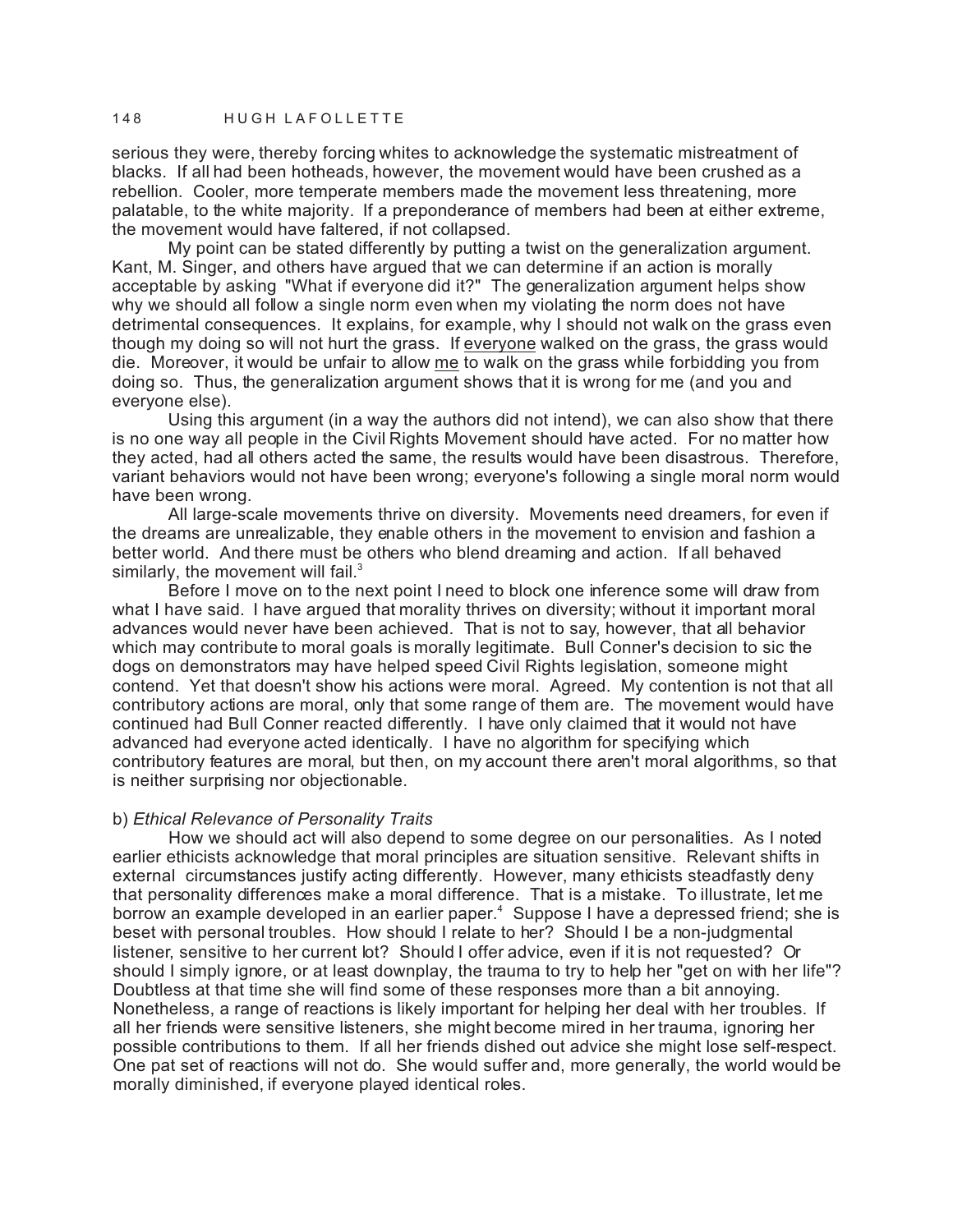serious they were, thereby forcing whites to acknowledge the systematic mistreatment of blacks. If all had been hotheads, however, the movement would have been crushed as a rebellion. Cooler, more temperate members made the movement less threatening, more palatable, to the white majority. If a preponderance of members had been at either extreme, the movement would have faltered, if not collapsed.

My point can be stated differently by putting a twist on the generalization argument. Kant, M. Singer, and others have argued that we can determine if an action is morally acceptable by asking "What if everyone did it?" The generalization argument helps show why we should all follow a single norm even when my violating the norm does not have detrimental consequences. It explains, for example, why I should not walk on the grass even though my doing so will not hurt the grass. If <u>everyone</u> walked on the grass, the grass would die. Moreover, it would be unfair to allow <u>me</u> to walk on the grass while forbidding you from doing so. Thus, the generalization argument shows that it is wrong for me (and you and everyone else).

Using this argument (in a way the authors did not intend), we can also show that there is no one way all people in the Civil Rights Movement should have acted. For no matter how they acted, had all others acted the same, the results would have been disastrous. Therefore, variant behaviors would not have been wrong; everyone's following a single moral norm would have been wrong.

All large-scale movements thrive on diversity. Movements need dreamers, for even if the dreams are unrealizable, they enable others in the movement to envision and fashion a better world. And there must be others who blend dreaming and action. If all behaved similarly, the movement will fail.[3]

Before I move on to the next point I need to block one inference some will draw from what I have said. I have argued that morality thrives on diversity; without it important moral advances would never have been achieved. That is not to say, however, that all behavior which may contribute to moral goals is morally legitimate. Bull Conner's decision to sic the dogs on demonstrators may have helped speed Civil Rights legislation, someone might contend. Yet that doesn't show his actions were moral. Agreed. My contention is not that all contributory actions are moral, only that some range of them are. The movement would have continued had Bull Conner reacted differently. I have only claimed that it would not have advanced had everyone acted identically. I have no algorithm for specifying which contributory features are moral, but then, on my account there aren't moral algorithms, so that is neither surprising nor objectionable.

b) *Ethical Relevance of Personality Traits*

How we should act will also depend to some degree on our personalities. As I noted earlier ethicists acknowledge that moral principles are situation sensitive. Relevant shifts in external circumstances justify acting differently. However, many ethicists steadfastly deny that personality differences make a moral difference. That is a mistake. To illustrate, let me borrow an example developed in an earlier paper.[4] Suppose I have a depressed friend; she is beset with personal troubles. How should I relate to her? Should I be a non-judgmental listener, sensitive to her current lot? Should I offer advice, even if it is not requested? Or should I simply ignore, or at least downplay, the trauma to try to help her "get on with her life"? Doubtless at that time she will find some of these responses more than a bit annoying. Nonetheless, a range of reactions is likely important for helping her deal with her troubles. If all her friends were sensitive listeners, she might become mired in her trauma, ignoring her possible contributions to them. If all her friends dished out advice she might lose self-respect. One pat set of reactions will not do. She would suffer and, more generally, the world would be morally diminished, if everyone played identical roles.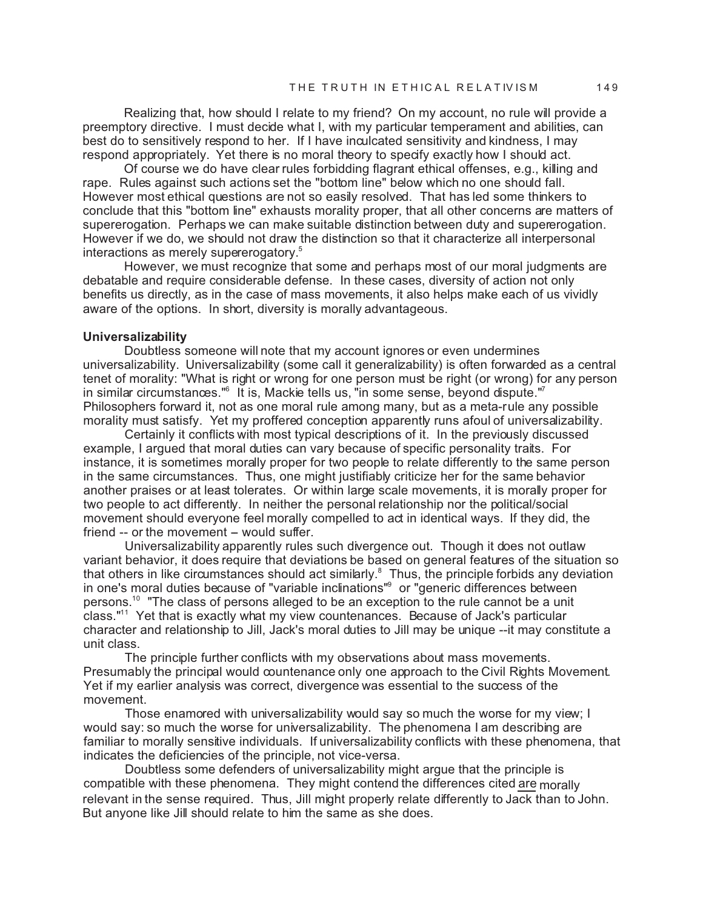Realizing that, how should I relate to my friend? On my account, no rule will provide a preemptory directive. I must decide what I, with my particular temperament and abilities, can best do to sensitively respond to her. If I have inculcated sensitivity and kindness, I may respond appropriately. Yet there is no moral theory to specify exactly how I should act.

Of course we do have clear rules forbidding flagrant ethical offenses, e.g., killing and rape. Rules against such actions set the "bottom line" below which no one should fall. However most ethical questions are not so easily resolved. That has led some thinkers to conclude that this "bottom line" exhausts morality proper, that all other concerns are matters of supererogation. Perhaps we can make suitable distinction between duty and supererogation. However if we do, we should not draw the distinction so that it characterize all interpersonal interactions as merely supererogatory.[5]

However, we must recognize that some and perhaps most of our moral judgments are debatable and require considerable defense. In these cases, diversity of action not only benefits us directly, as in the case of mass movements, it also helps make each of us vividly aware of the options. In short, diversity is morally advantageous.

**Universalizability**

Doubtless someone will note that my account ignores or even undermines universalizability. Universalizability (some call it generalizability) is often forwarded as a central tenet of morality: "What is right or wrong for one person must be right (or wrong) for any person in similar circumstances."[6] It is, Mackie tells us, "in some sense, beyond dispute."[7] Philosophers forward it, not as one moral rule among many, but as a meta-rule any possible morality must satisfy. Yet my proffered conception apparently runs afoul of universalizability.

Certainly it conflicts with most typical descriptions of it. In the previously discussed example, I argued that moral duties can vary because of specific personality traits. For instance, it is sometimes morally proper for two people to relate differently to the same person in the same circumstances. Thus, one might justifiably criticize her for the same behavior another praises or at least tolerates. Or within large scale movements, it is morally proper for two people to act differently. In neither the personal relationship nor the political/social movement should everyone feel morally compelled to act in identical ways. If they did, the friend -- or the movement – would suffer.

Universalizability apparently rules such divergence out. Though it does not outlaw variant behavior, it does require that deviations be based on general features of the situation so that others in like circumstances should act similarly.[8] Thus, the principle forbids any deviation in one's moral duties because of "variable inclinations"[9] or "generic differences between persons.[10] "The class of persons alleged to be an exception to the rule cannot be a unit class."[11] Yet that is exactly what my view countenances. Because of Jack's particular character and relationship to Jill, Jack's moral duties to Jill may be unique --it may constitute a unit class.

The principle further conflicts with my observations about mass movements. Presumably the principal would countenance only one approach to the Civil Rights Movement. Yet if my earlier analysis was correct, divergence was essential to the success of the movement.

Those enamored with universalizability would say so much the worse for my view; I would say: so much the worse for universalizability. The phenomena I am describing are familiar to morally sensitive individuals. If universalizability conflicts with these phenomena, that indicates the deficiencies of the principle, not vice-versa.

Doubtless some defenders of universalizability might argue that the principle is compatible with these phenomena. They might contend the differences cited <u>are</u> morally relevant in the sense required. Thus, Jill might properly relate differently to Jack than to John. But anyone like Jill should relate to him the same as she does.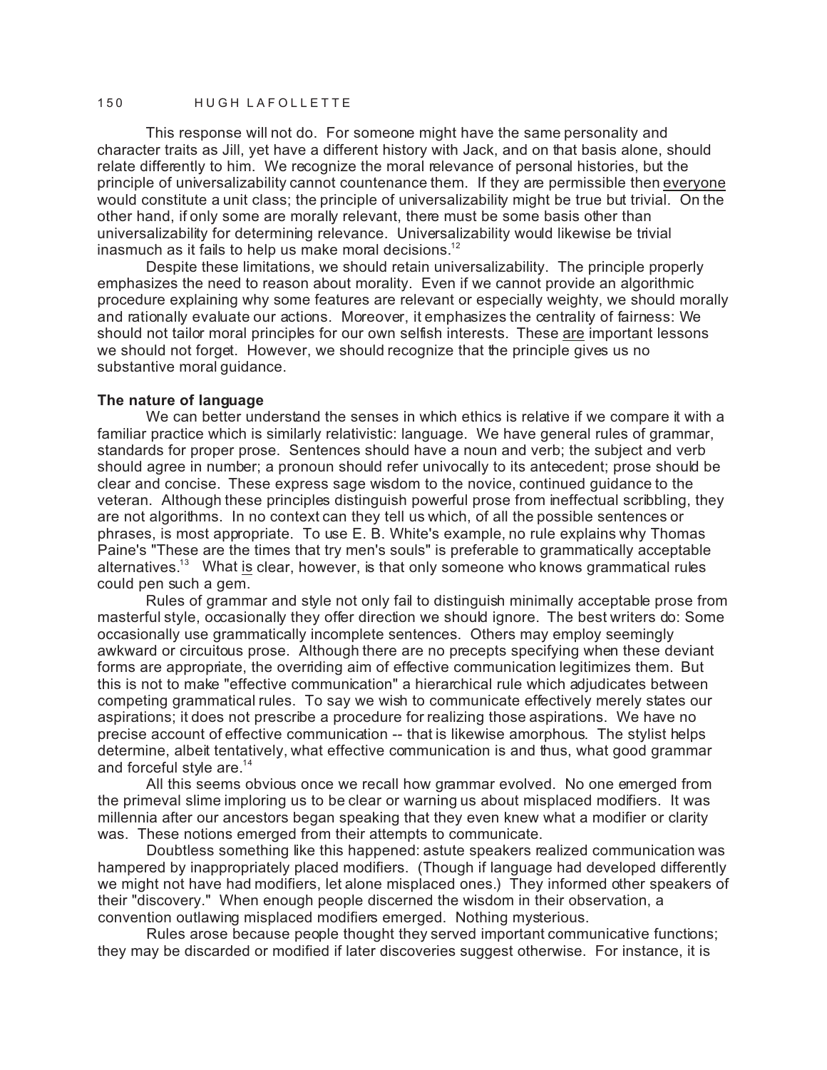This response will not do. For someone might have the same personality and character traits as Jill, yet have a different history with Jack, and on that basis alone, should relate differently to him. We recognize the moral relevance of personal histories, but the principle of universalizability cannot countenance them. If they are permissible then <u>everyone</u> would constitute a unit class; the principle of universalizability might be true but trivial. On the other hand, if only some are morally relevant, there must be some basis other than universalizability for determining relevance. Universalizability would likewise be trivial inasmuch as it fails to help us make moral decisions.[12]

Despite these limitations, we should retain universalizability. The principle properly emphasizes the need to reason about morality. Even if we cannot provide an algorithmic procedure explaining why some features are relevant or especially weighty, we should morally and rationally evaluate our actions. Moreover, it emphasizes the centrality of fairness: We should not tailor moral principles for our own selfish interests. These <u>are</u> important lessons we should not forget. However, we should recognize that the principle gives us no substantive moral guidance.

**The nature of language**

We can better understand the senses in which ethics is relative if we compare it with a familiar practice which is similarly relativistic: language. We have general rules of grammar, standards for proper prose. Sentences should have a noun and verb; the subject and verb should agree in number; a pronoun should refer univocally to its antecedent; prose should be clear and concise. These express sage wisdom to the novice, continued guidance to the veteran. Although these principles distinguish powerful prose from ineffectual scribbling, they are not algorithms. In no context can they tell us which, of all the possible sentences or phrases, is most appropriate. To use E. B. White's example, no rule explains why Thomas Paine's "These are the times that try men's souls" is preferable to grammatically acceptable alternatives.[13] What <u>is</u> clear, however, is that only someone who knows grammatical rules could pen such a gem.

Rules of grammar and style not only fail to distinguish minimally acceptable prose from masterful style, occasionally they offer direction we should ignore. The best writers do: Some occasionally use grammatically incomplete sentences. Others may employ seemingly awkward or circuitous prose. Although there are no precepts specifying when these deviant forms are appropriate, the overriding aim of effective communication legitimizes them. But this is not to make "effective communication" a hierarchical rule which adjudicates between competing grammatical rules. To say we wish to communicate effectively merely states our aspirations; it does not prescribe a procedure for realizing those aspirations. We have no precise account of effective communication -- that is likewise amorphous. The stylist helps determine, albeit tentatively, what effective communication is and thus, what good grammar and forceful style are.[14]

All this seems obvious once we recall how grammar evolved. No one emerged from the primeval slime imploring us to be clear or warning us about misplaced modifiers. It was millennia after our ancestors began speaking that they even knew what a modifier or clarity was. These notions emerged from their attempts to communicate.

Doubtless something like this happened: astute speakers realized communication was hampered by inappropriately placed modifiers. (Though if language had developed differently we might not have had modifiers, let alone misplaced ones.) They informed other speakers of their "discovery." When enough people discerned the wisdom in their observation, a convention outlawing misplaced modifiers emerged. Nothing mysterious.

Rules arose because people thought they served important communicative functions; they may be discarded or modified if later discoveries suggest otherwise. For instance, it is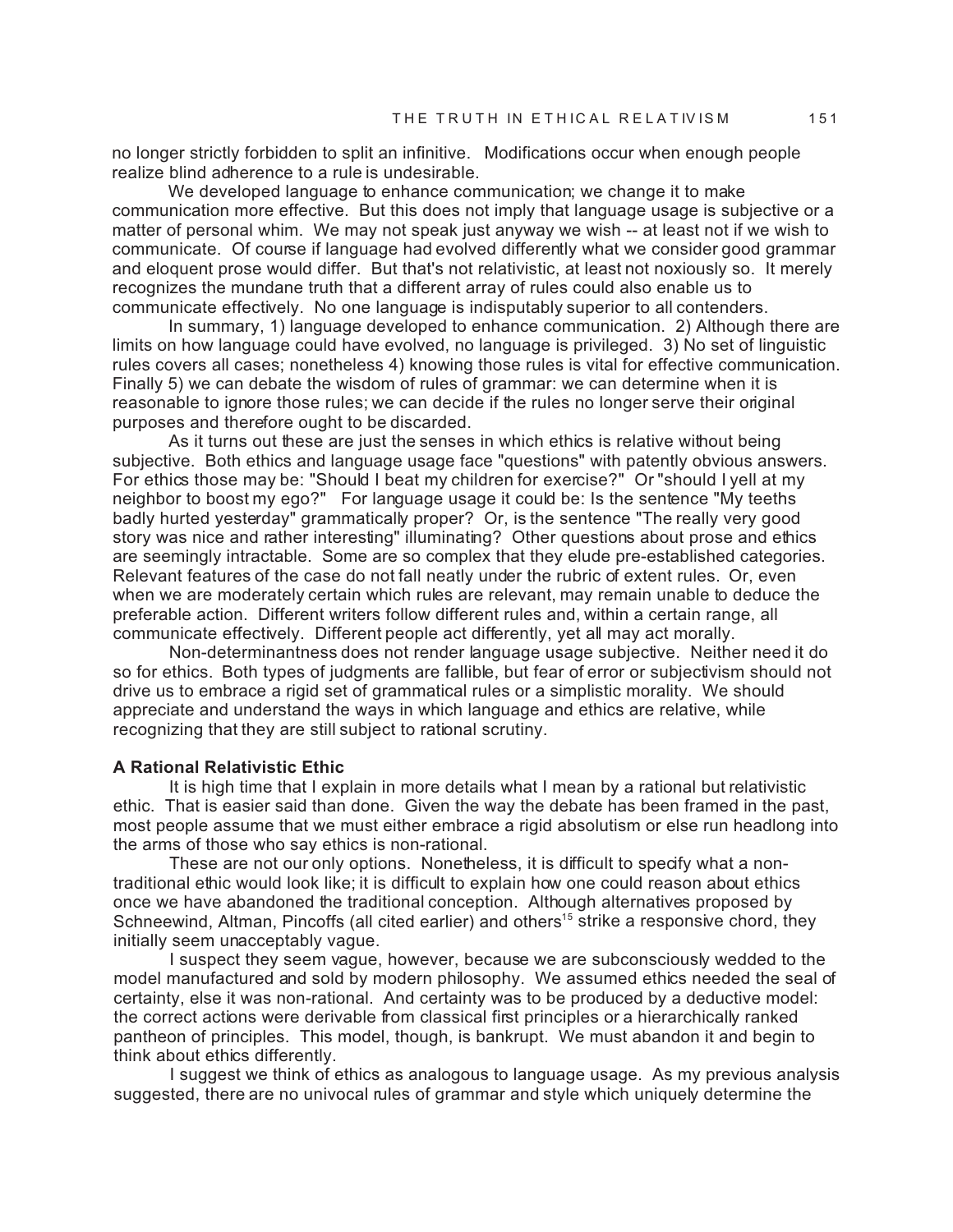no longer strictly forbidden to split an infinitive. Modifications occur when enough people realize blind adherence to a rule is undesirable.

We developed language to enhance communication; we change it to make communication more effective. But this does not imply that language usage is subjective or a matter of personal whim. We may not speak just anyway we wish -- at least not if we wish to communicate. Of course if language had evolved differently what we consider good grammar and eloquent prose would differ. But that's not relativistic, at least not noxiously so. It merely recognizes the mundane truth that a different array of rules could also enable us to communicate effectively. No one language is indisputably superior to all contenders.

In summary, 1) language developed to enhance communication. 2) Although there are limits on how language could have evolved, no language is privileged. 3) No set of linguistic rules covers all cases; nonetheless 4) knowing those rules is vital for effective communication. Finally 5) we can debate the wisdom of rules of grammar: we can determine when it is reasonable to ignore those rules; we can decide if the rules no longer serve their original purposes and therefore ought to be discarded.

As it turns out these are just the senses in which ethics is relative without being subjective. Both ethics and language usage face "questions" with patently obvious answers. For ethics those may be: "Should I beat my children for exercise?" Or "should I yell at my neighbor to boost my ego?" For language usage it could be: Is the sentence "My teeths badly hurted yesterday" grammatically proper? Or, is the sentence "The really very good story was nice and rather interesting" illuminating? Other questions about prose and ethics are seemingly intractable. Some are so complex that they elude pre-established categories. Relevant features of the case do not fall neatly under the rubric of extent rules. Or, even when we are moderately certain which rules are relevant, may remain unable to deduce the preferable action. Different writers follow different rules and, within a certain range, all communicate effectively. Different people act differently, yet all may act morally.

Non-determinantness does not render language usage subjective. Neither need it do so for ethics. Both types of judgments are fallible, but fear of error or subjectivism should not drive us to embrace a rigid set of grammatical rules or a simplistic morality. We should appreciate and understand the ways in which language and ethics are relative, while recognizing that they are still subject to rational scrutiny.

**A Rational Relativistic Ethic**

It is high time that I explain in more details what I mean by a rational but relativistic ethic. That is easier said than done. Given the way the debate has been framed in the past, most people assume that we must either embrace a rigid absolutism or else run headlong into the arms of those who say ethics is non-rational.

These are not our only options. Nonetheless, it is difficult to specify what a non-traditional ethic would look like; it is difficult to explain how one could reason about ethics once we have abandoned the traditional conception. Although alternatives proposed by Schneewind, Altman, Pincoffs (all cited earlier) and others[15] strike a responsive chord, they initially seem unacceptably vague.

I suspect they seem vague, however, because we are subconsciously wedded to the model manufactured and sold by modern philosophy. We assumed ethics needed the seal of certainty, else it was non-rational. And certainty was to be produced by a deductive model: the correct actions were derivable from classical first principles or a hierarchically ranked pantheon of principles. This model, though, is bankrupt. We must abandon it and begin to think about ethics differently.

I suggest we think of ethics as analogous to language usage. As my previous analysis suggested, there are no univocal rules of grammar and style which uniquely determine the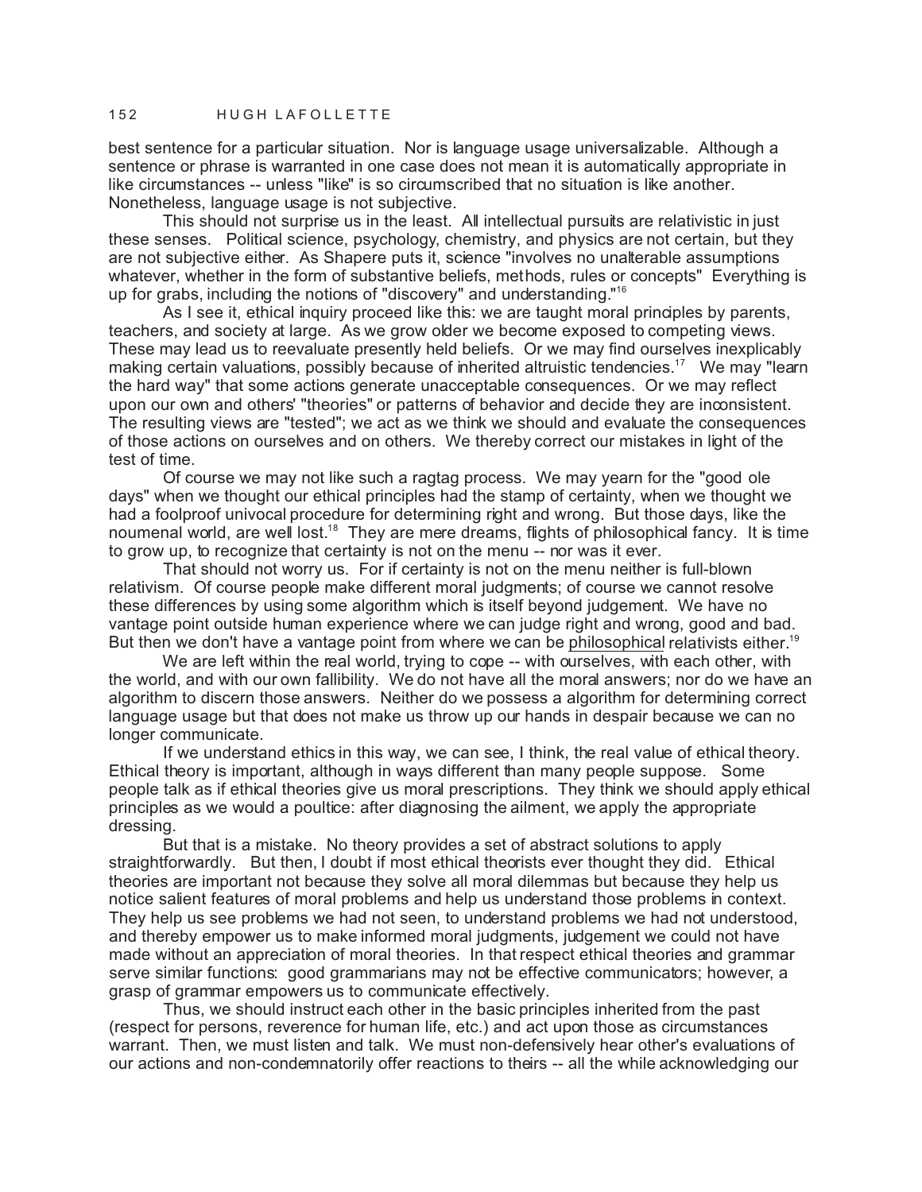best sentence for a particular situation. Nor is language usage universalizable. Although a sentence or phrase is warranted in one case does not mean it is automatically appropriate in like circumstances -- unless "like" is so circumscribed that no situation is like another. Nonetheless, language usage is not subjective.

This should not surprise us in the least. All intellectual pursuits are relativistic in just these senses. Political science, psychology, chemistry, and physics are not certain, but they are not subjective either. As Shapere puts it, science "involves no unalterable assumptions whatever, whether in the form of substantive beliefs, methods, rules or concepts" Everything is up for grabs, including the notions of "discovery" and understanding."[16]

As I see it, ethical inquiry proceed like this: we are taught moral principles by parents, teachers, and society at large. As we grow older we become exposed to competing views. These may lead us to reevaluate presently held beliefs. Or we may find ourselves inexplicably making certain valuations, possibly because of inherited altruistic tendencies.[17] We may "learn the hard way" that some actions generate unacceptable consequences. Or we may reflect upon our own and others' "theories" or patterns of behavior and decide they are inconsistent. The resulting views are "tested"; we act as we think we should and evaluate the consequences of those actions on ourselves and on others. We thereby correct our mistakes in light of the test of time.

Of course we may not like such a ragtag process. We may yearn for the "good ole days" when we thought our ethical principles had the stamp of certainty, when we thought we had a foolproof univocal procedure for determining right and wrong. But those days, like the noumenal world, are well lost.[18] They are mere dreams, flights of philosophical fancy. It is time to grow up, to recognize that certainty is not on the menu -- nor was it ever.

That should not worry us. For if certainty is not on the menu neither is full-blown relativism. Of course people make different moral judgments; of course we cannot resolve these differences by using some algorithm which is itself beyond judgement. We have no vantage point outside human experience where we can judge right and wrong, good and bad. But then we don't have a vantage point from where we can be <u>philosophical</u> relativists either.[19]

We are left within the real world, trying to cope -- with ourselves, with each other, with the world, and with our own fallibility. We do not have all the moral answers; nor do we have an algorithm to discern those answers. Neither do we possess a algorithm for determining correct language usage but that does not make us throw up our hands in despair because we can no longer communicate.

If we understand ethics in this way, we can see, I think, the real value of ethical theory. Ethical theory is important, although in ways different than many people suppose. Some people talk as if ethical theories give us moral prescriptions. They think we should apply ethical principles as we would a poultice: after diagnosing the ailment, we apply the appropriate dressing.

But that is a mistake. No theory provides a set of abstract solutions to apply straightforwardly. But then, I doubt if most ethical theorists ever thought they did. Ethical theories are important not because they solve all moral dilemmas but because they help us notice salient features of moral problems and help us understand those problems in context. They help us see problems we had not seen, to understand problems we had not understood, and thereby empower us to make informed moral judgments, judgement we could not have made without an appreciation of moral theories. In that respect ethical theories and grammar serve similar functions: good grammarians may not be effective communicators; however, a grasp of grammar empowers us to communicate effectively.

Thus, we should instruct each other in the basic principles inherited from the past (respect for persons, reverence for human life, etc.) and act upon those as circumstances warrant. Then, we must listen and talk. We must non-defensively hear other's evaluations of our actions and non-condemnatorily offer reactions to theirs -- all the while acknowledging our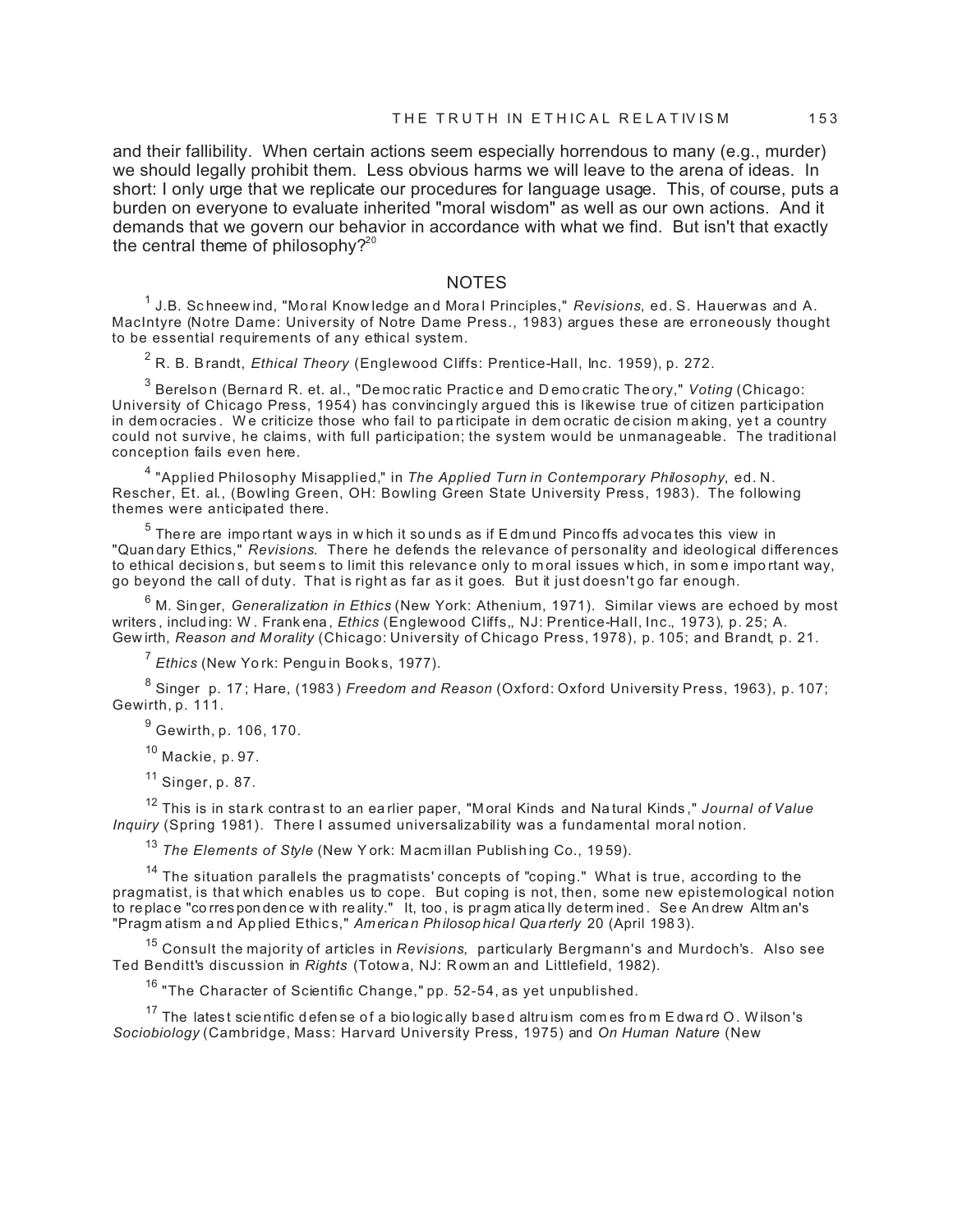and their fallibility. When certain actions seem especially horrendous to many (e.g., murder) we should legally prohibit them. Less obvious harms we will leave to the arena of ideas. In short: I only urge that we replicate our procedures for language usage. This, of course, puts a burden on everyone to evaluate inherited "moral wisdom" as well as our own actions. And it demands that we govern our behavior in accordance with what we find. But isn't that exactly the central theme of philosophy?[20]

## NOTES

[1] J.B. Schneewind, "Moral Knowledge and Moral Principles," *Revisions*, ed. S. Hauerwas and A. MacIntyre (Notre Dame: University of Notre Dame Press., 1983) argues these are erroneously thought to be essential requirements of any ethical system.

[2] R. B. Brandt, *Ethical Theory* (Englewood Cliffs: Prentice-Hall, Inc. 1959), p. 272.

[3] Berelson (Bernard R. et. al., "Democratic Practice and Democratic Theory," *Voting* (Chicago: University of Chicago Press, 1954) has convincingly argued this is likewise true of citizen participation in democracies. We criticize those who fail to participate in democratic decision making, yet a country could not survive, he claims, with full participation; the system would be unmanageable. The traditional conception fails even here.

[4] "Applied Philosophy Misapplied," in *The Applied Turn in Contemporary Philosophy*, ed. N. Rescher, Et. al., (Bowling Green, OH: Bowling Green State University Press, 1983). The following themes were anticipated there.

[5] There are important ways in which it sounds as if Edmund Pincoffs advocates this view in "Quandary Ethics," *Revisions*. There he defends the relevance of personality and ideological differences to ethical decisions, but seems to limit this relevance only to moral issues which, in some important way, go beyond the call of duty. That is right as far as it goes. But it just doesn't go far enough.

[6] M. Singer, *Generalization in Ethics* (New York: Athenium, 1971). Similar views are echoed by most writers, including: W. Frankena, *Ethics* (Englewood Cliffs,, NJ: Prentice-Hall, Inc., 1973), p. 25; A. Gewirth, *Reason and Morality* (Chicago: University of Chicago Press, 1978), p. 105; and Brandt, p. 21.

[7] *Ethics* (New York: Penguin Books, 1977).

[8] Singer p. 17; Hare, (1983) *Freedom and Reason* (Oxford: Oxford University Press, 1963), p. 107; Gewirth, p. 111.

[9] Gewirth, p. 106, 170.

[10] Mackie, p. 97.

[11] Singer, p. 87.

[12] This is in stark contrast to an earlier paper, "Moral Kinds and Natural Kinds," *Journal of Value Inquiry* (Spring 1981). There I assumed universalizability was a fundamental moral notion.

[13] *The Elements of Style* (New York: Macmillan Publishing Co., 1959).

[14] The situation parallels the pragmatists' concepts of "coping." What is true, according to the pragmatist, is that which enables us to cope. But coping is not, then, some new epistemological notion to replace "correspondence with reality." It, too, is pragmatically determined. See Andrew Altman's "Pragmatism and Applied Ethics," *American Philosophical Quarterly* 20 (April 1983).

[15] Consult the majority of articles in *Revisions*, particularly Bergmann's and Murdoch's. Also see Ted Benditt's discussion in *Rights* (Totowa, NJ: Rowman and Littlefield, 1982).

[16] "The Character of Scientific Change," pp. 52-54, as yet unpublished.

[17] The latest scientific defense of a biologically based altruism comes from Edward O. Wilson's *Sociobiology* (Cambridge, Mass: Harvard University Press, 1975) and *On Human Nature* (New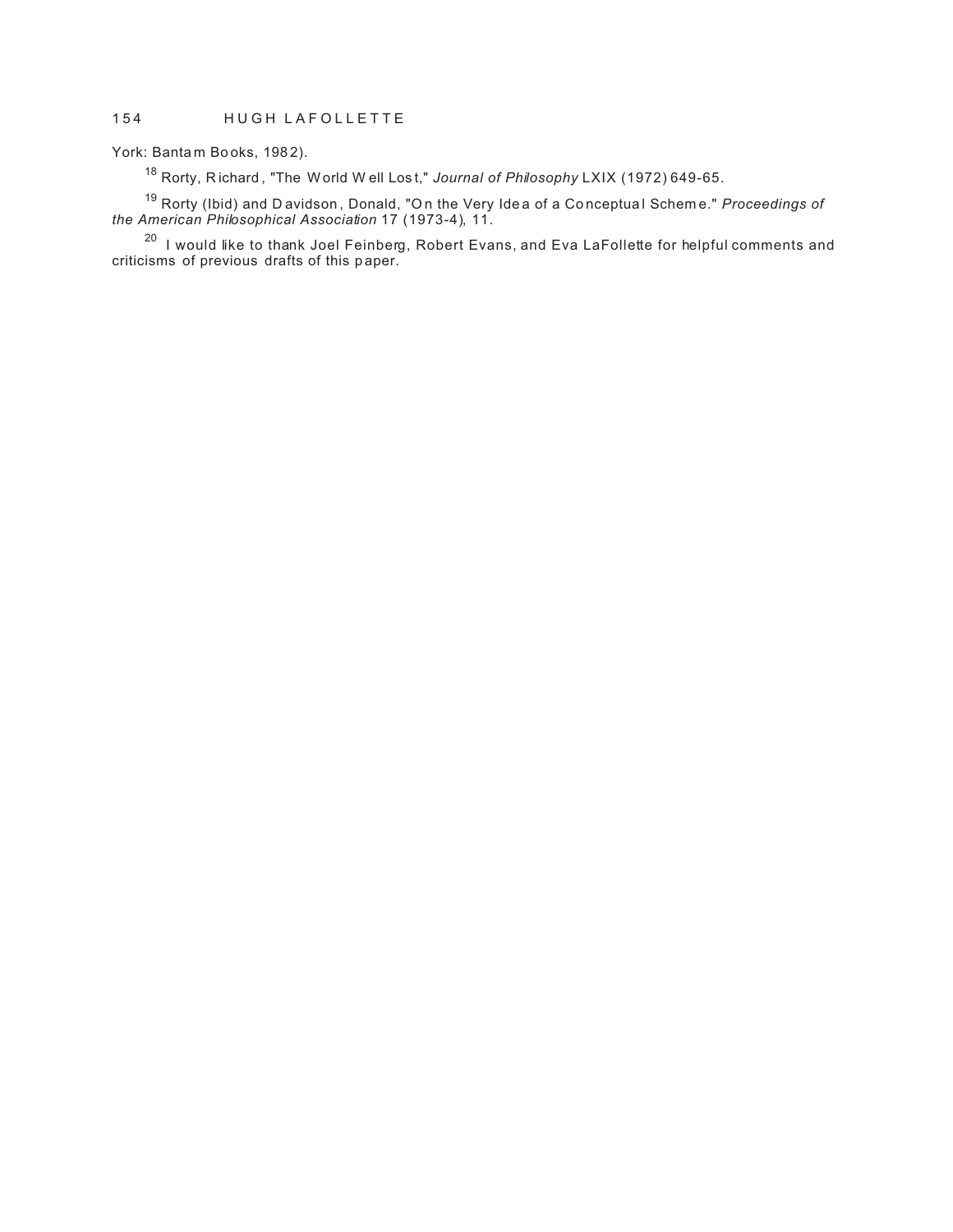York: Bantam Books, 1982).

[18] Rorty, Richard, "The World Well Lost," *Journal of Philosophy* LXIX (1972) 649-65.

[19] Rorty (Ibid) and Davidson, Donald, "On the Very Idea of a Conceptual Scheme." *Proceedings of the American Philosophical Association* 17 (1973-4), 11.

[20] I would like to thank Joel Feinberg, Robert Evans, and Eva LaFollette for helpful comments and criticisms of previous drafts of this paper.